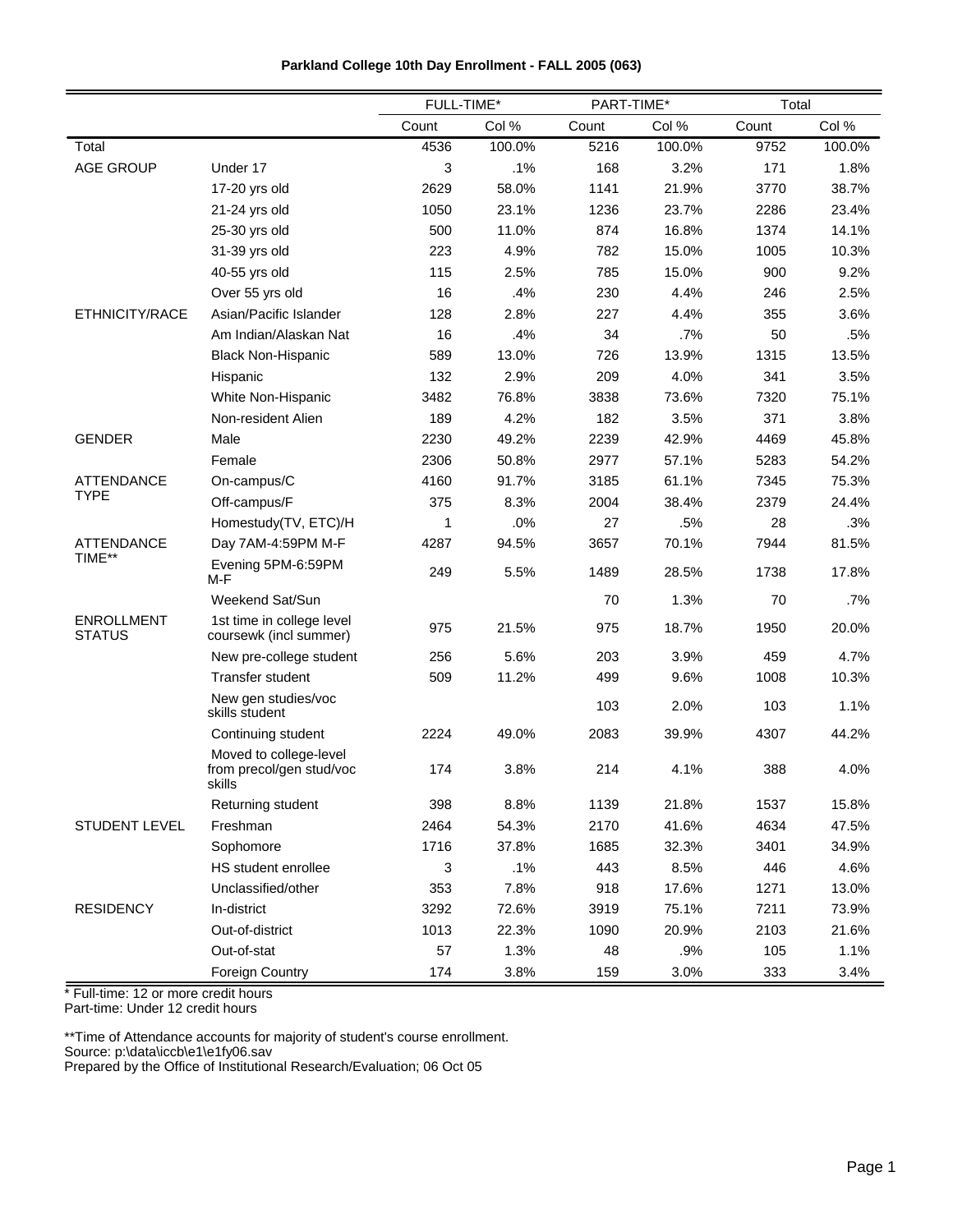# Parkland College 10th Day Enrollment - FALL 2005 (063)

| | | FULL-TIME* | | PART-TIME* | | Total | |
|---|---|---|---|---|---|---|---|
| | | Count | Col % | Count | Col % | Count | Col % |
| Total | | 4536 | 100.0% | 5216 | 100.0% | 9752 | 100.0% |
| AGE GROUP | Under 17 | 3 | .1% | 168 | 3.2% | 171 | 1.8% |
| | 17-20 yrs old | 2629 | 58.0% | 1141 | 21.9% | 3770 | 38.7% |
| | 21-24 yrs old | 1050 | 23.1% | 1236 | 23.7% | 2286 | 23.4% |
| | 25-30 yrs old | 500 | 11.0% | 874 | 16.8% | 1374 | 14.1% |
| | 31-39 yrs old | 223 | 4.9% | 782 | 15.0% | 1005 | 10.3% |
| | 40-55 yrs old | 115 | 2.5% | 785 | 15.0% | 900 | 9.2% |
| | Over 55 yrs old | 16 | .4% | 230 | 4.4% | 246 | 2.5% |
| ETHNICITY/RACE | Asian/Pacific Islander | 128 | 2.8% | 227 | 4.4% | 355 | 3.6% |
| | Am Indian/Alaskan Nat | 16 | .4% | 34 | .7% | 50 | .5% |
| | Black Non-Hispanic | 589 | 13.0% | 726 | 13.9% | 1315 | 13.5% |
| | Hispanic | 132 | 2.9% | 209 | 4.0% | 341 | 3.5% |
| | White Non-Hispanic | 3482 | 76.8% | 3838 | 73.6% | 7320 | 75.1% |
| | Non-resident Alien | 189 | 4.2% | 182 | 3.5% | 371 | 3.8% |
| GENDER | Male | 2230 | 49.2% | 2239 | 42.9% | 4469 | 45.8% |
| | Female | 2306 | 50.8% | 2977 | 57.1% | 5283 | 54.2% |
| ATTENDANCE TYPE | On-campus/C | 4160 | 91.7% | 3185 | 61.1% | 7345 | 75.3% |
| | Off-campus/F | 375 | 8.3% | 2004 | 38.4% | 2379 | 24.4% |
| | Homestudy(TV, ETC)/H | 1 | .0% | 27 | .5% | 28 | .3% |
| ATTENDANCE TIME** | Day 7AM-4:59PM M-F | 4287 | 94.5% | 3657 | 70.1% | 7944 | 81.5% |
| | Evening 5PM-6:59PM M-F | 249 | 5.5% | 1489 | 28.5% | 1738 | 17.8% |
| | Weekend Sat/Sun | | | 70 | 1.3% | 70 | .7% |
| ENROLLMENT STATUS | 1st time in college level coursewk (incl summer) | 975 | 21.5% | 975 | 18.7% | 1950 | 20.0% |
| | New pre-college student | 256 | 5.6% | 203 | 3.9% | 459 | 4.7% |
| | Transfer student | 509 | 11.2% | 499 | 9.6% | 1008 | 10.3% |
| | New gen studies/voc skills student | | | 103 | 2.0% | 103 | 1.1% |
| | Continuing student | 2224 | 49.0% | 2083 | 39.9% | 4307 | 44.2% |
| | Moved to college-level from precol/gen stud/voc skills | 174 | 3.8% | 214 | 4.1% | 388 | 4.0% |
| | Returning student | 398 | 8.8% | 1139 | 21.8% | 1537 | 15.8% |
| STUDENT LEVEL | Freshman | 2464 | 54.3% | 2170 | 41.6% | 4634 | 47.5% |
| | Sophomore | 1716 | 37.8% | 1685 | 32.3% | 3401 | 34.9% |
| | HS student enrollee | 3 | .1% | 443 | 8.5% | 446 | 4.6% |
| | Unclassified/other | 353 | 7.8% | 918 | 17.6% | 1271 | 13.0% |
| RESIDENCY | In-district | 3292 | 72.6% | 3919 | 75.1% | 7211 | 73.9% |
| | Out-of-district | 1013 | 22.3% | 1090 | 20.9% | 2103 | 21.6% |
| | Out-of-stat | 57 | 1.3% | 48 | .9% | 105 | 1.1% |
| | Foreign Country | 174 | 3.8% | 159 | 3.0% | 333 | 3.4% |

* Full-time: 12 or more credit hours
Part-time: Under 12 credit hours

**Time of Attendance accounts for majority of student's course enrollment.
Source: p:\data\iccb\e1\e1fy06.sav
Prepared by the Office of Institutional Research/Evaluation; 06 Oct 05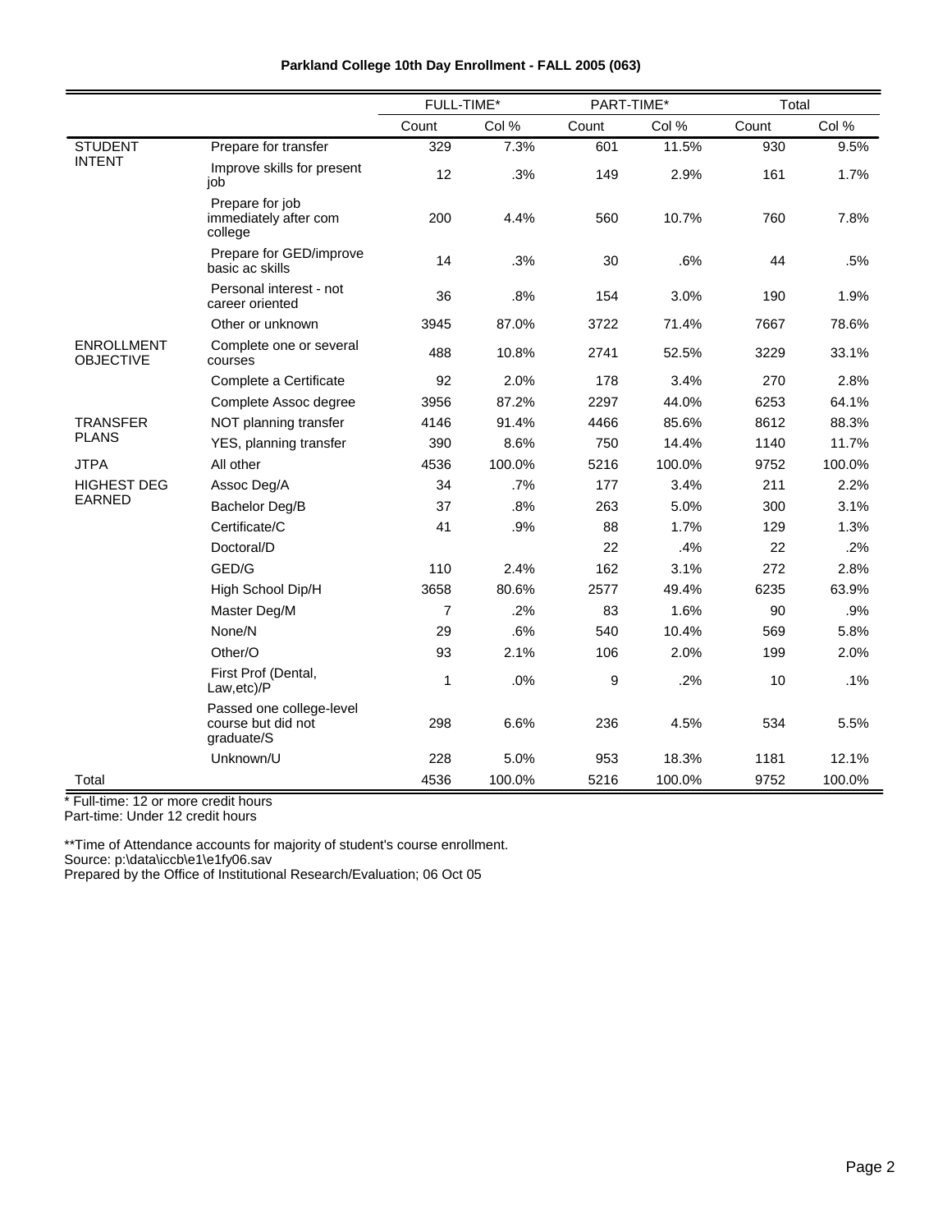**Parkland College 10th Day Enrollment - FALL 2005 (063)**

| | | FULL-TIME* | | PART-TIME* | | Total | |
|---|---|---|---|---|---|---|---|
| | | Count | Col % | Count | Col % | Count | Col % |
| STUDENT INTENT | Prepare for transfer | 329 | 7.3% | 601 | 11.5% | 930 | 9.5% |
| | Improve skills for present job | 12 | .3% | 149 | 2.9% | 161 | 1.7% |
| | Prepare for job immediately after com college | 200 | 4.4% | 560 | 10.7% | 760 | 7.8% |
| | Prepare for GED/improve basic ac skills | 14 | .3% | 30 | .6% | 44 | .5% |
| | Personal interest - not career oriented | 36 | .8% | 154 | 3.0% | 190 | 1.9% |
| | Other or unknown | 3945 | 87.0% | 3722 | 71.4% | 7667 | 78.6% |
| ENROLLMENT OBJECTIVE | Complete one or several courses | 488 | 10.8% | 2741 | 52.5% | 3229 | 33.1% |
| | Complete a Certificate | 92 | 2.0% | 178 | 3.4% | 270 | 2.8% |
| | Complete Assoc degree | 3956 | 87.2% | 2297 | 44.0% | 6253 | 64.1% |
| TRANSFER PLANS | NOT planning transfer | 4146 | 91.4% | 4466 | 85.6% | 8612 | 88.3% |
| | YES, planning transfer | 390 | 8.6% | 750 | 14.4% | 1140 | 11.7% |
| JTPA | All other | 4536 | 100.0% | 5216 | 100.0% | 9752 | 100.0% |
| HIGHEST DEG EARNED | Assoc Deg/A | 34 | .7% | 177 | 3.4% | 211 | 2.2% |
| | Bachelor Deg/B | 37 | .8% | 263 | 5.0% | 300 | 3.1% |
| | Certificate/C | 41 | .9% | 88 | 1.7% | 129 | 1.3% |
| | Doctoral/D | | | 22 | .4% | 22 | .2% |
| | GED/G | 110 | 2.4% | 162 | 3.1% | 272 | 2.8% |
| | High School Dip/H | 3658 | 80.6% | 2577 | 49.4% | 6235 | 63.9% |
| | Master Deg/M | 7 | .2% | 83 | 1.6% | 90 | .9% |
| | None/N | 29 | .6% | 540 | 10.4% | 569 | 5.8% |
| | Other/O | 93 | 2.1% | 106 | 2.0% | 199 | 2.0% |
| | First Prof (Dental, Law,etc)/P | 1 | .0% | 9 | .2% | 10 | .1% |
| | Passed one college-level course but did not graduate/S | 298 | 6.6% | 236 | 4.5% | 534 | 5.5% |
| | Unknown/U | 228 | 5.0% | 953 | 18.3% | 1181 | 12.1% |
| Total | | 4536 | 100.0% | 5216 | 100.0% | 9752 | 100.0% |

* Full-time: 12 or more credit hours
Part-time: Under 12 credit hours

**Time of Attendance accounts for majority of student's course enrollment.
Source: p:\data\iccb\e1\e1fy06.sav
Prepared by the Office of Institutional Research/Evaluation; 06 Oct 05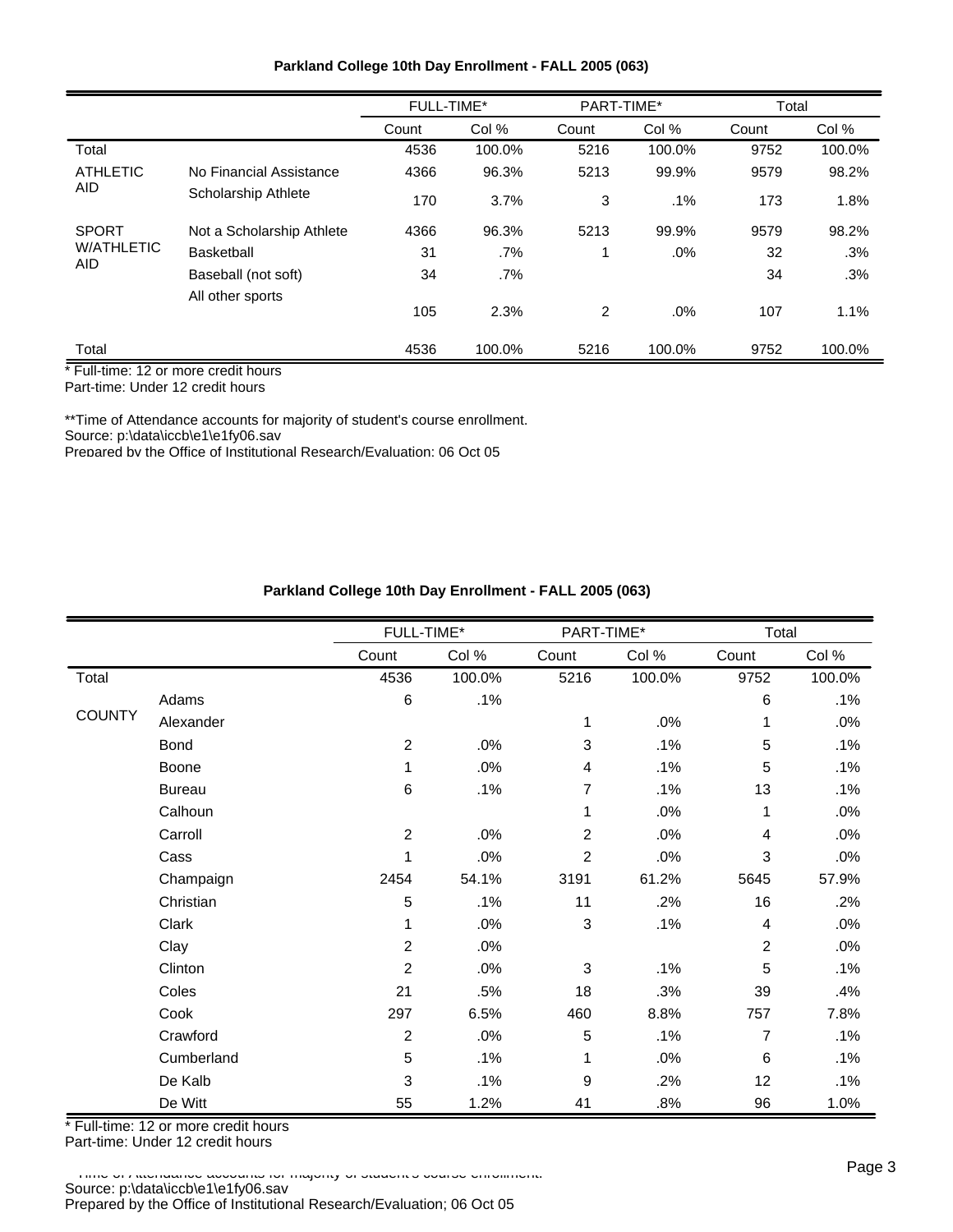**Parkland College 10th Day Enrollment - FALL 2005 (063)**

| | | FULL-TIME* | | PART-TIME* | | Total | |
|---|---|---|---|---|---|---|---|
| | | Count | Col % | Count | Col % | Count | Col % |
| Total | | 4536 | 100.0% | 5216 | 100.0% | 9752 | 100.0% |
| ATHLETIC AID | No Financial Assistance | 4366 | 96.3% | 5213 | 99.9% | 9579 | 98.2% |
| | Scholarship Athlete | 170 | 3.7% | 3 | .1% | 173 | 1.8% |
| SPORT W/ATHLETIC AID | Not a Scholarship Athlete | 4366 | 96.3% | 5213 | 99.9% | 9579 | 98.2% |
| | Basketball | 31 | .7% | 1 | .0% | 32 | .3% |
| | Baseball (not soft) | 34 | .7% | | | 34 | .3% |
| | All other sports | 105 | 2.3% | 2 | .0% | 107 | 1.1% |
| Total | | 4536 | 100.0% | 5216 | 100.0% | 9752 | 100.0% |

* Full-time: 12 or more credit hours
Part-time: Under 12 credit hours

**Time of Attendance accounts for majority of student's course enrollment.
Source: p:\data\iccb\e1\e1fy06.sav
Prepared by the Office of Institutional Research/Evaluation; 06 Oct 05

**Parkland College 10th Day Enrollment - FALL 2005 (063)**

| | | FULL-TIME* | | PART-TIME* | | Total | |
|---|---|---|---|---|---|---|---|
| | | Count | Col % | Count | Col % | Count | Col % |
| Total | | 4536 | 100.0% | 5216 | 100.0% | 9752 | 100.0% |
| COUNTY | Adams | 6 | .1% | | | 6 | .1% |
| | Alexander | | | 1 | .0% | 1 | .0% |
| | Bond | 2 | .0% | 3 | .1% | 5 | .1% |
| | Boone | 1 | .0% | 4 | .1% | 5 | .1% |
| | Bureau | 6 | .1% | 7 | .1% | 13 | .1% |
| | Calhoun | | | 1 | .0% | 1 | .0% |
| | Carroll | 2 | .0% | 2 | .0% | 4 | .0% |
| | Cass | 1 | .0% | 2 | .0% | 3 | .0% |
| | Champaign | 2454 | 54.1% | 3191 | 61.2% | 5645 | 57.9% |
| | Christian | 5 | .1% | 11 | .2% | 16 | .2% |
| | Clark | 1 | .0% | 3 | .1% | 4 | .0% |
| | Clay | 2 | .0% | | | 2 | .0% |
| | Clinton | 2 | .0% | 3 | .1% | 5 | .1% |
| | Coles | 21 | .5% | 18 | .3% | 39 | .4% |
| | Cook | 297 | 6.5% | 460 | 8.8% | 757 | 7.8% |
| | Crawford | 2 | .0% | 5 | .1% | 7 | .1% |
| | Cumberland | 5 | .1% | 1 | .0% | 6 | .1% |
| | De Kalb | 3 | .1% | 9 | .2% | 12 | .1% |
| | De Witt | 55 | 1.2% | 41 | .8% | 96 | 1.0% |

* Full-time: 12 or more credit hours
Part-time: Under 12 credit hours

**Time of Attendance accounts for majority of student's course enrollment.
Source: p:\data\iccb\e1\e1fy06.sav
Prepared by the Office of Institutional Research/Evaluation; 06 Oct 05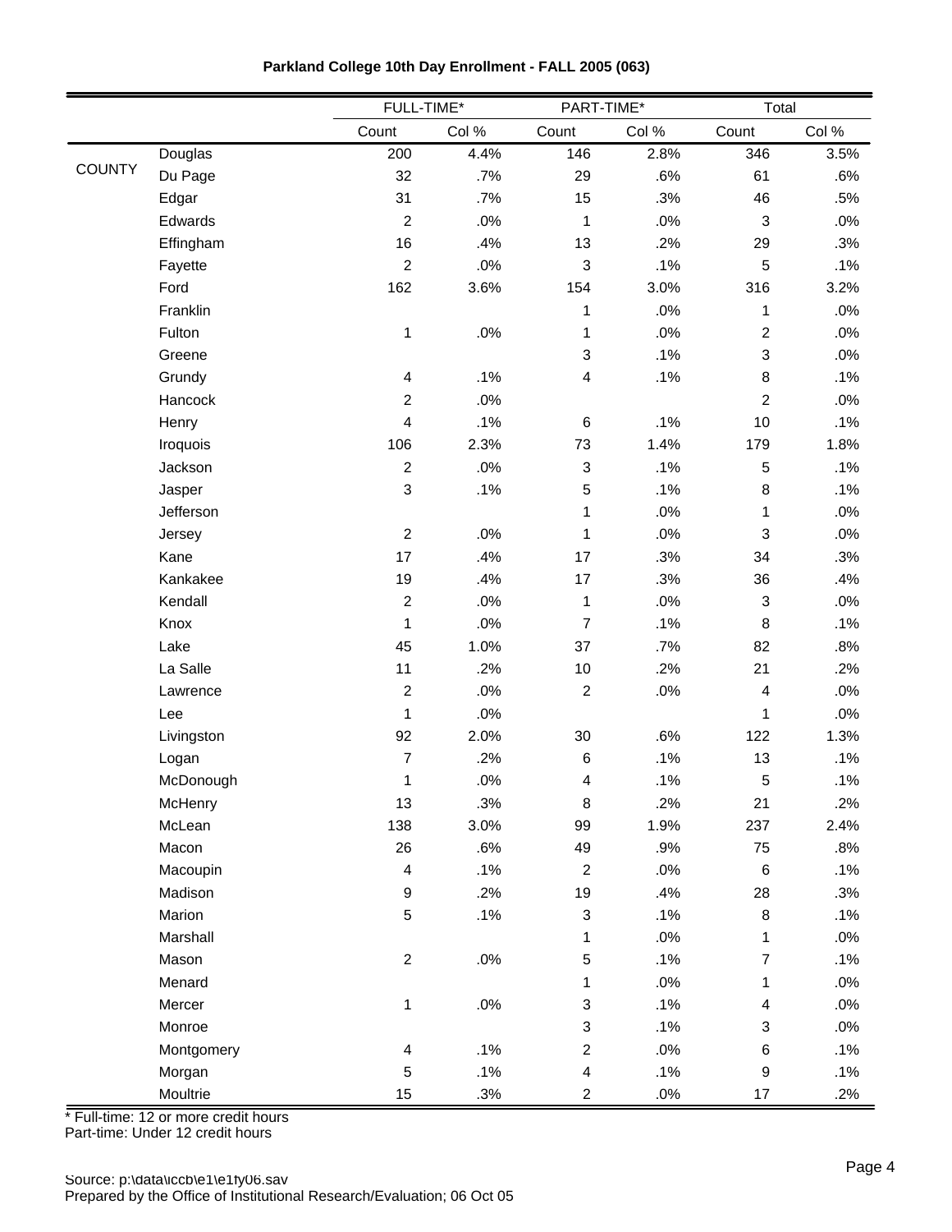**Parkland College 10th Day Enrollment - FALL 2005 (063)**

| | | FULL-TIME* | | PART-TIME* | | Total | |
|---|---|---|---|---|---|---|---|
| | | Count | Col % | Count | Col % | Count | Col % |
| COUNTY | Douglas | 200 | 4.4% | 146 | 2.8% | 346 | 3.5% |
| | Du Page | 32 | .7% | 29 | .6% | 61 | .6% |
| | Edgar | 31 | .7% | 15 | .3% | 46 | .5% |
| | Edwards | 2 | .0% | 1 | .0% | 3 | .0% |
| | Effingham | 16 | .4% | 13 | .2% | 29 | .3% |
| | Fayette | 2 | .0% | 3 | .1% | 5 | .1% |
| | Ford | 162 | 3.6% | 154 | 3.0% | 316 | 3.2% |
| | Franklin | | | 1 | .0% | 1 | .0% |
| | Fulton | 1 | .0% | 1 | .0% | 2 | .0% |
| | Greene | | | 3 | .1% | 3 | .0% |
| | Grundy | 4 | .1% | 4 | .1% | 8 | .1% |
| | Hancock | 2 | .0% | | | 2 | .0% |
| | Henry | 4 | .1% | 6 | .1% | 10 | .1% |
| | Iroquois | 106 | 2.3% | 73 | 1.4% | 179 | 1.8% |
| | Jackson | 2 | .0% | 3 | .1% | 5 | .1% |
| | Jasper | 3 | .1% | 5 | .1% | 8 | .1% |
| | Jefferson | | | 1 | .0% | 1 | .0% |
| | Jersey | 2 | .0% | 1 | .0% | 3 | .0% |
| | Kane | 17 | .4% | 17 | .3% | 34 | .3% |
| | Kankakee | 19 | .4% | 17 | .3% | 36 | .4% |
| | Kendall | 2 | .0% | 1 | .0% | 3 | .0% |
| | Knox | 1 | .0% | 7 | .1% | 8 | .1% |
| | Lake | 45 | 1.0% | 37 | .7% | 82 | .8% |
| | La Salle | 11 | .2% | 10 | .2% | 21 | .2% |
| | Lawrence | 2 | .0% | 2 | .0% | 4 | .0% |
| | Lee | 1 | .0% | | | 1 | .0% |
| | Livingston | 92 | 2.0% | 30 | .6% | 122 | 1.3% |
| | Logan | 7 | .2% | 6 | .1% | 13 | .1% |
| | McDonough | 1 | .0% | 4 | .1% | 5 | .1% |
| | McHenry | 13 | .3% | 8 | .2% | 21 | .2% |
| | McLean | 138 | 3.0% | 99 | 1.9% | 237 | 2.4% |
| | Macon | 26 | .6% | 49 | .9% | 75 | .8% |
| | Macoupin | 4 | .1% | 2 | .0% | 6 | .1% |
| | Madison | 9 | .2% | 19 | .4% | 28 | .3% |
| | Marion | 5 | .1% | 3 | .1% | 8 | .1% |
| | Marshall | | | 1 | .0% | 1 | .0% |
| | Mason | 2 | .0% | 5 | .1% | 7 | .1% |
| | Menard | | | 1 | .0% | 1 | .0% |
| | Mercer | 1 | .0% | 3 | .1% | 4 | .0% |
| | Monroe | | | 3 | .1% | 3 | .0% |
| | Montgomery | 4 | .1% | 2 | .0% | 6 | .1% |
| | Morgan | 5 | .1% | 4 | .1% | 9 | .1% |
| | Moultrie | 15 | .3% | 2 | .0% | 17 | .2% |

* Full-time: 12 or more credit hours
Part-time: Under 12 credit hours

Source: p:\data\iccb\e1\e1fy06.sav
Prepared by the Office of Institutional Research/Evaluation; 06 Oct 05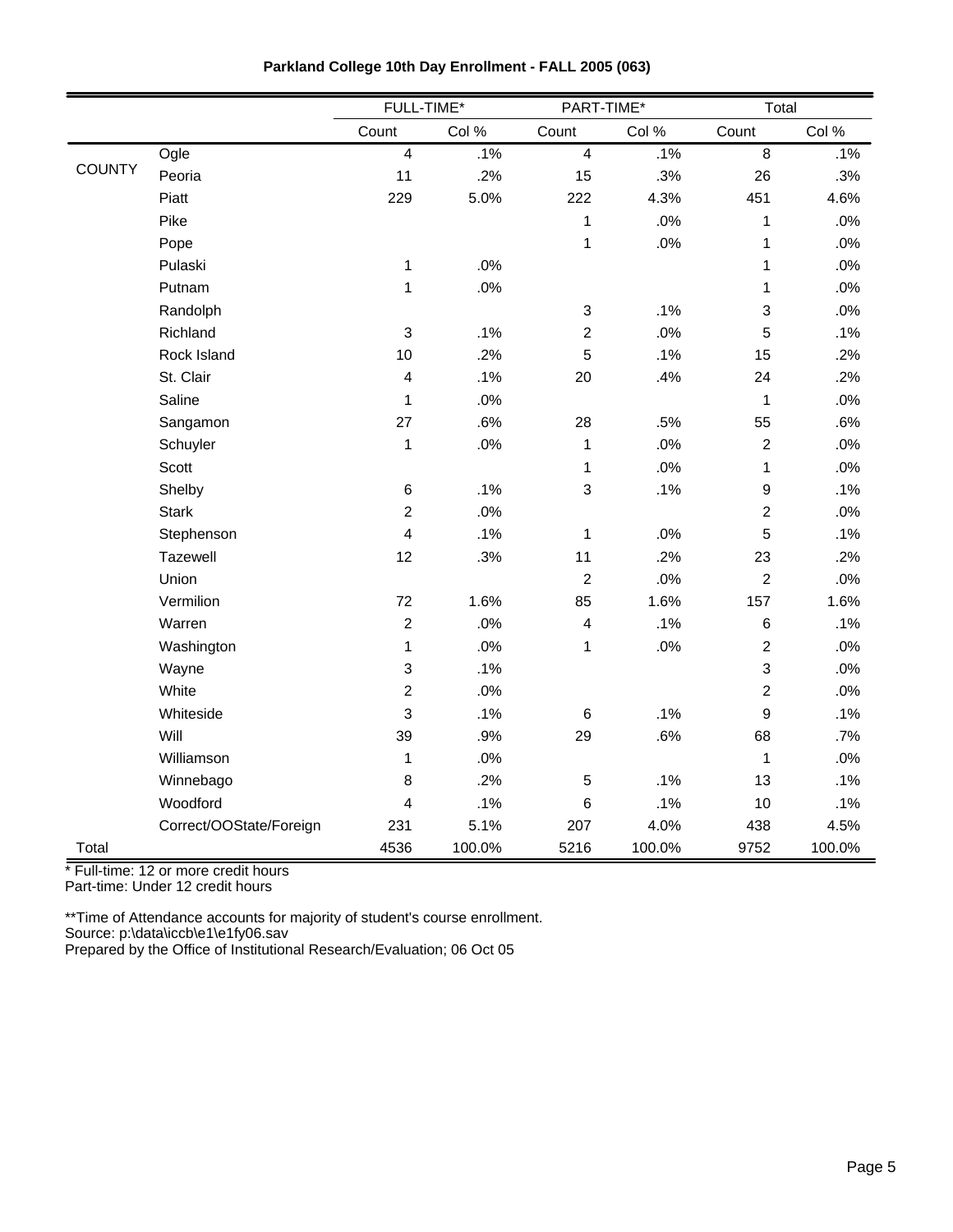**Parkland College 10th Day Enrollment - FALL 2005 (063)**

| | | FULL-TIME* | | PART-TIME* | | Total | |
|---|---|---|---|---|---|---|---|
| | | Count | Col % | Count | Col % | Count | Col % |
| COUNTY | Ogle | 4 | .1% | 4 | .1% | 8 | .1% |
| | Peoria | 11 | .2% | 15 | .3% | 26 | .3% |
| | Piatt | 229 | 5.0% | 222 | 4.3% | 451 | 4.6% |
| | Pike | | | 1 | .0% | 1 | .0% |
| | Pope | | | 1 | .0% | 1 | .0% |
| | Pulaski | 1 | .0% | | | 1 | .0% |
| | Putnam | 1 | .0% | | | 1 | .0% |
| | Randolph | | | 3 | .1% | 3 | .0% |
| | Richland | 3 | .1% | 2 | .0% | 5 | .1% |
| | Rock Island | 10 | .2% | 5 | .1% | 15 | .2% |
| | St. Clair | 4 | .1% | 20 | .4% | 24 | .2% |
| | Saline | 1 | .0% | | | 1 | .0% |
| | Sangamon | 27 | .6% | 28 | .5% | 55 | .6% |
| | Schuyler | 1 | .0% | 1 | .0% | 2 | .0% |
| | Scott | | | 1 | .0% | 1 | .0% |
| | Shelby | 6 | .1% | 3 | .1% | 9 | .1% |
| | Stark | 2 | .0% | | | 2 | .0% |
| | Stephenson | 4 | .1% | 1 | .0% | 5 | .1% |
| | Tazewell | 12 | .3% | 11 | .2% | 23 | .2% |
| | Union | | | 2 | .0% | 2 | .0% |
| | Vermilion | 72 | 1.6% | 85 | 1.6% | 157 | 1.6% |
| | Warren | 2 | .0% | 4 | .1% | 6 | .1% |
| | Washington | 1 | .0% | 1 | .0% | 2 | .0% |
| | Wayne | 3 | .1% | | | 3 | .0% |
| | White | 2 | .0% | | | 2 | .0% |
| | Whiteside | 3 | .1% | 6 | .1% | 9 | .1% |
| | Will | 39 | .9% | 29 | .6% | 68 | .7% |
| | Williamson | 1 | .0% | | | 1 | .0% |
| | Winnebago | 8 | .2% | 5 | .1% | 13 | .1% |
| | Woodford | 4 | .1% | 6 | .1% | 10 | .1% |
| | Correct/OOState/Foreign | 231 | 5.1% | 207 | 4.0% | 438 | 4.5% |
| Total | | 4536 | 100.0% | 5216 | 100.0% | 9752 | 100.0% |

* Full-time: 12 or more credit hours
Part-time: Under 12 credit hours

**Time of Attendance accounts for majority of student's course enrollment.
Source: p:\data\iccb\e1\e1fy06.sav
Prepared by the Office of Institutional Research/Evaluation; 06 Oct 05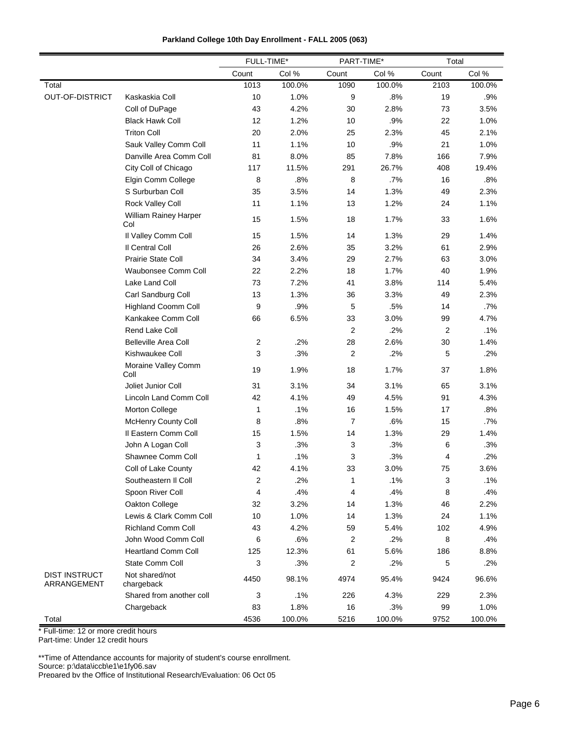**Parkland College 10th Day Enrollment - FALL 2005 (063)**

| | | FULL-TIME* | | PART-TIME* | | Total | |
|---|---|---|---|---|---|---|---|
| | | Count | Col % | Count | Col % | Count | Col % |
| Total | | 1013 | 100.0% | 1090 | 100.0% | 2103 | 100.0% |
| OUT-OF-DISTRICT | Kaskaskia Coll | 10 | 1.0% | 9 | .8% | 19 | .9% |
| | Coll of DuPage | 43 | 4.2% | 30 | 2.8% | 73 | 3.5% |
| | Black Hawk Coll | 12 | 1.2% | 10 | .9% | 22 | 1.0% |
| | Triton Coll | 20 | 2.0% | 25 | 2.3% | 45 | 2.1% |
| | Sauk Valley Comm Coll | 11 | 1.1% | 10 | .9% | 21 | 1.0% |
| | Danville Area Comm Coll | 81 | 8.0% | 85 | 7.8% | 166 | 7.9% |
| | City Coll of Chicago | 117 | 11.5% | 291 | 26.7% | 408 | 19.4% |
| | Elgin Comm College | 8 | .8% | 8 | .7% | 16 | .8% |
| | S Surburban Coll | 35 | 3.5% | 14 | 1.3% | 49 | 2.3% |
| | Rock Valley Coll | 11 | 1.1% | 13 | 1.2% | 24 | 1.1% |
| | William Rainey Harper Col | 15 | 1.5% | 18 | 1.7% | 33 | 1.6% |
| | Il Valley Comm Coll | 15 | 1.5% | 14 | 1.3% | 29 | 1.4% |
| | Il Central Coll | 26 | 2.6% | 35 | 3.2% | 61 | 2.9% |
| | Prairie State Coll | 34 | 3.4% | 29 | 2.7% | 63 | 3.0% |
| | Waubonsee Comm Coll | 22 | 2.2% | 18 | 1.7% | 40 | 1.9% |
| | Lake Land Coll | 73 | 7.2% | 41 | 3.8% | 114 | 5.4% |
| | Carl Sandburg Coll | 13 | 1.3% | 36 | 3.3% | 49 | 2.3% |
| | Highland Coomm Coll | 9 | .9% | 5 | .5% | 14 | .7% |
| | Kankakee Comm Coll | 66 | 6.5% | 33 | 3.0% | 99 | 4.7% |
| | Rend Lake Coll | | | 2 | .2% | 2 | .1% |
| | Belleville Area Coll | 2 | .2% | 28 | 2.6% | 30 | 1.4% |
| | Kishwaukee Coll | 3 | .3% | 2 | .2% | 5 | .2% |
| | Moraine Valley Comm Coll | 19 | 1.9% | 18 | 1.7% | 37 | 1.8% |
| | Joliet Junior Coll | 31 | 3.1% | 34 | 3.1% | 65 | 3.1% |
| | Lincoln Land Comm Coll | 42 | 4.1% | 49 | 4.5% | 91 | 4.3% |
| | Morton College | 1 | .1% | 16 | 1.5% | 17 | .8% |
| | McHenry County Coll | 8 | .8% | 7 | .6% | 15 | .7% |
| | Il Eastern Comm Coll | 15 | 1.5% | 14 | 1.3% | 29 | 1.4% |
| | John A Logan Coll | 3 | .3% | 3 | .3% | 6 | .3% |
| | Shawnee Comm Coll | 1 | .1% | 3 | .3% | 4 | .2% |
| | Coll of Lake County | 42 | 4.1% | 33 | 3.0% | 75 | 3.6% |
| | Southeastern Il Coll | 2 | .2% | 1 | .1% | 3 | .1% |
| | Spoon River Coll | 4 | .4% | 4 | .4% | 8 | .4% |
| | Oakton College | 32 | 3.2% | 14 | 1.3% | 46 | 2.2% |
| | Lewis & Clark Comm Coll | 10 | 1.0% | 14 | 1.3% | 24 | 1.1% |
| | Richland Comm Coll | 43 | 4.2% | 59 | 5.4% | 102 | 4.9% |
| | John Wood Comm Coll | 6 | .6% | 2 | .2% | 8 | .4% |
| | Heartland Comm Coll | 125 | 12.3% | 61 | 5.6% | 186 | 8.8% |
| | State Comm Coll | 3 | .3% | 2 | .2% | 5 | .2% |
| DIST INSTRUCT ARRANGEMENT | Not shared/not chargeback | 4450 | 98.1% | 4974 | 95.4% | 9424 | 96.6% |
| | Shared from another coll | 3 | .1% | 226 | 4.3% | 229 | 2.3% |
| | Chargeback | 83 | 1.8% | 16 | .3% | 99 | 1.0% |
| Total | | 4536 | 100.0% | 5216 | 100.0% | 9752 | 100.0% |

* Full-time: 12 or more credit hours
Part-time: Under 12 credit hours

**Time of Attendance accounts for majority of student's course enrollment.
Source: p:\data\iccb\e1\e1fy06.sav
Prepared by the Office of Institutional Research/Evaluation: 06 Oct 05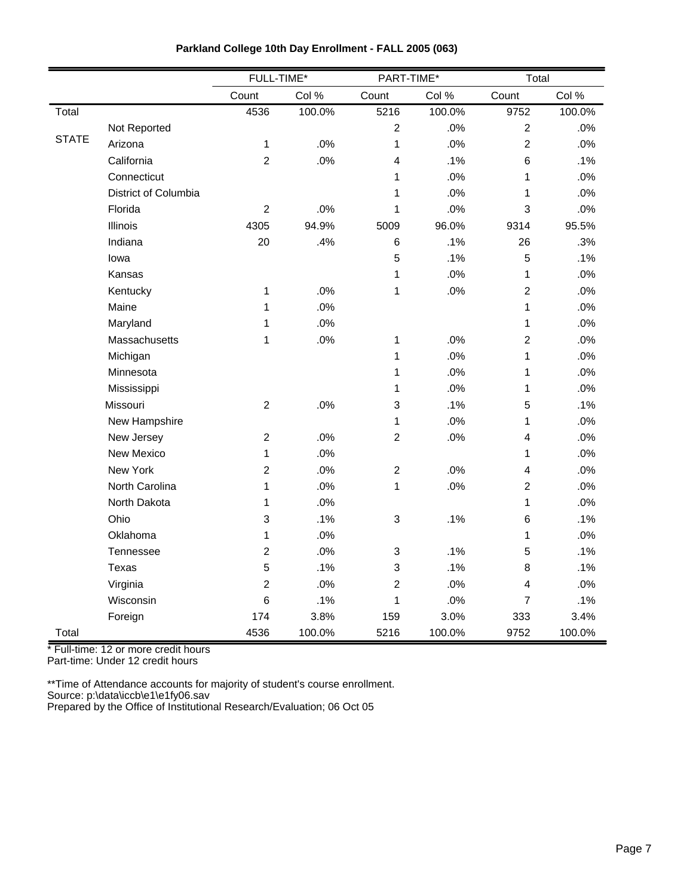**Parkland College 10th Day Enrollment - FALL 2005 (063)**

| | | FULL-TIME* | | PART-TIME* | | Total | |
|---|---|---|---|---|---|---|---|
| | | Count | Col % | Count | Col % | Count | Col % |
| Total | | 4536 | 100.0% | 5216 | 100.0% | 9752 | 100.0% |
| STATE | Not Reported | | | 2 | .0% | 2 | .0% |
| | Arizona | 1 | .0% | 1 | .0% | 2 | .0% |
| | California | 2 | .0% | 4 | .1% | 6 | .1% |
| | Connecticut | | | 1 | .0% | 1 | .0% |
| | District of Columbia | | | 1 | .0% | 1 | .0% |
| | Florida | 2 | .0% | 1 | .0% | 3 | .0% |
| | Illinois | 4305 | 94.9% | 5009 | 96.0% | 9314 | 95.5% |
| | Indiana | 20 | .4% | 6 | .1% | 26 | .3% |
| | Iowa | | | 5 | .1% | 5 | .1% |
| | Kansas | | | 1 | .0% | 1 | .0% |
| | Kentucky | 1 | .0% | 1 | .0% | 2 | .0% |
| | Maine | 1 | .0% | | | 1 | .0% |
| | Maryland | 1 | .0% | | | 1 | .0% |
| | Massachusetts | 1 | .0% | 1 | .0% | 2 | .0% |
| | Michigan | | | 1 | .0% | 1 | .0% |
| | Minnesota | | | 1 | .0% | 1 | .0% |
| | Mississippi | | | 1 | .0% | 1 | .0% |
| | Missouri | 2 | .0% | 3 | .1% | 5 | .1% |
| | New Hampshire | | | 1 | .0% | 1 | .0% |
| | New Jersey | 2 | .0% | 2 | .0% | 4 | .0% |
| | New Mexico | 1 | .0% | | | 1 | .0% |
| | New York | 2 | .0% | 2 | .0% | 4 | .0% |
| | North Carolina | 1 | .0% | 1 | .0% | 2 | .0% |
| | North Dakota | 1 | .0% | | | 1 | .0% |
| | Ohio | 3 | .1% | 3 | .1% | 6 | .1% |
| | Oklahoma | 1 | .0% | | | 1 | .0% |
| | Tennessee | 2 | .0% | 3 | .1% | 5 | .1% |
| | Texas | 5 | .1% | 3 | .1% | 8 | .1% |
| | Virginia | 2 | .0% | 2 | .0% | 4 | .0% |
| | Wisconsin | 6 | .1% | 1 | .0% | 7 | .1% |
| | Foreign | 174 | 3.8% | 159 | 3.0% | 333 | 3.4% |
| Total | | 4536 | 100.0% | 5216 | 100.0% | 9752 | 100.0% |

* Full-time: 12 or more credit hours
Part-time: Under 12 credit hours

**Time of Attendance accounts for majority of student's course enrollment.
Source: p:\data\iccb\e1\e1fy06.sav
Prepared by the Office of Institutional Research/Evaluation; 06 Oct 05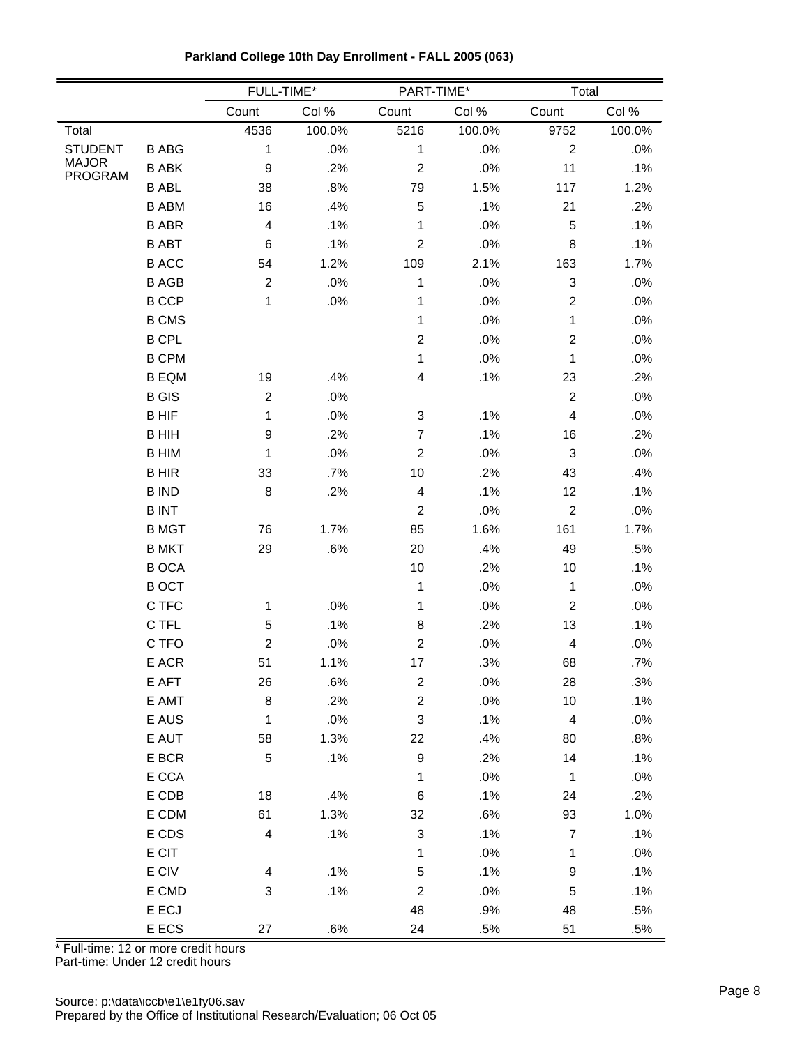**Parkland College 10th Day Enrollment - FALL 2005 (063)**

| | | FULL-TIME* | | PART-TIME* | | Total | |
|---|---|---|---|---|---|---|---|
| | | Count | Col % | Count | Col % | Count | Col % |
| Total | | 4536 | 100.0% | 5216 | 100.0% | 9752 | 100.0% |
| STUDENT MAJOR PROGRAM | B ABG | 1 | .0% | 1 | .0% | 2 | .0% |
| | B ABK | 9 | .2% | 2 | .0% | 11 | .1% |
| | B ABL | 38 | .8% | 79 | 1.5% | 117 | 1.2% |
| | B ABM | 16 | .4% | 5 | .1% | 21 | .2% |
| | B ABR | 4 | .1% | 1 | .0% | 5 | .1% |
| | B ABT | 6 | .1% | 2 | .0% | 8 | .1% |
| | B ACC | 54 | 1.2% | 109 | 2.1% | 163 | 1.7% |
| | B AGB | 2 | .0% | 1 | .0% | 3 | .0% |
| | B CCP | 1 | .0% | 1 | .0% | 2 | .0% |
| | B CMS | | | 1 | .0% | 1 | .0% |
| | B CPL | | | 2 | .0% | 2 | .0% |
| | B CPM | | | 1 | .0% | 1 | .0% |
| | B EQM | 19 | .4% | 4 | .1% | 23 | .2% |
| | B GIS | 2 | .0% | | | 2 | .0% |
| | B HIF | 1 | .0% | 3 | .1% | 4 | .0% |
| | B HIH | 9 | .2% | 7 | .1% | 16 | .2% |
| | B HIM | 1 | .0% | 2 | .0% | 3 | .0% |
| | B HIR | 33 | .7% | 10 | .2% | 43 | .4% |
| | B IND | 8 | .2% | 4 | .1% | 12 | .1% |
| | B INT | | | 2 | .0% | 2 | .0% |
| | B MGT | 76 | 1.7% | 85 | 1.6% | 161 | 1.7% |
| | B MKT | 29 | .6% | 20 | .4% | 49 | .5% |
| | B OCA | | | 10 | .2% | 10 | .1% |
| | B OCT | | | 1 | .0% | 1 | .0% |
| | C TFC | 1 | .0% | 1 | .0% | 2 | .0% |
| | C TFL | 5 | .1% | 8 | .2% | 13 | .1% |
| | C TFO | 2 | .0% | 2 | .0% | 4 | .0% |
| | E ACR | 51 | 1.1% | 17 | .3% | 68 | .7% |
| | E AFT | 26 | .6% | 2 | .0% | 28 | .3% |
| | E AMT | 8 | .2% | 2 | .0% | 10 | .1% |
| | E AUS | 1 | .0% | 3 | .1% | 4 | .0% |
| | E AUT | 58 | 1.3% | 22 | .4% | 80 | .8% |
| | E BCR | 5 | .1% | 9 | .2% | 14 | .1% |
| | E CCA | | | 1 | .0% | 1 | .0% |
| | E CDB | 18 | .4% | 6 | .1% | 24 | .2% |
| | E CDM | 61 | 1.3% | 32 | .6% | 93 | 1.0% |
| | E CDS | 4 | .1% | 3 | .1% | 7 | .1% |
| | E CIT | | | 1 | .0% | 1 | .0% |
| | E CIV | 4 | .1% | 5 | .1% | 9 | .1% |
| | E CMD | 3 | .1% | 2 | .0% | 5 | .1% |
| | E ECJ | | | 48 | .9% | 48 | .5% |
| | E ECS | 27 | .6% | 24 | .5% | 51 | .5% |

* Full-time: 12 or more credit hours
Part-time: Under 12 credit hours

Source: p:\data\iccb\e1\e1fy06.sav
Prepared by the Office of Institutional Research/Evaluation; 06 Oct 05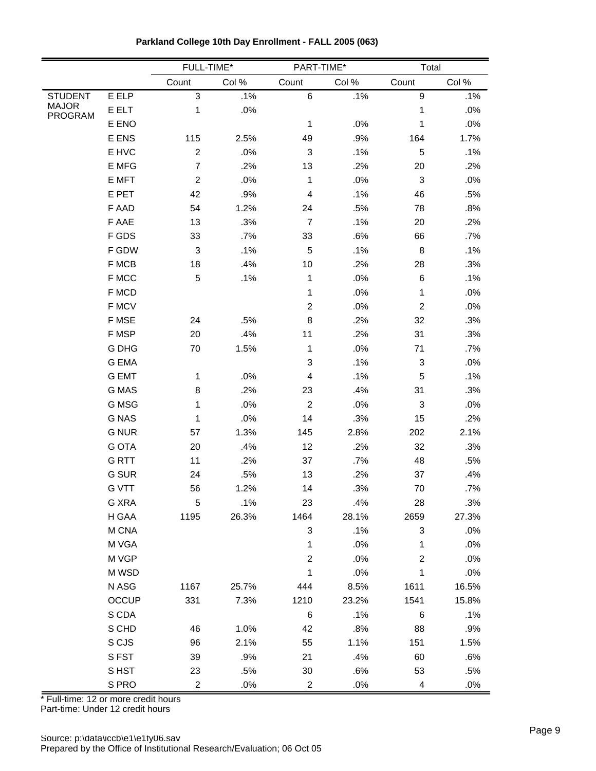**Parkland College 10th Day Enrollment - FALL 2005 (063)**

| | | FULL-TIME* | | PART-TIME* | | Total | |
|---|---|---|---|---|---|---|---|
| | | Count | Col % | Count | Col % | Count | Col % |
| STUDENT MAJOR PROGRAM | E ELP | 3 | .1% | 6 | .1% | 9 | .1% |
| | E ELT | 1 | .0% | | | 1 | .0% |
| | E ENO | | | 1 | .0% | 1 | .0% |
| | E ENS | 115 | 2.5% | 49 | .9% | 164 | 1.7% |
| | E HVC | 2 | .0% | 3 | .1% | 5 | .1% |
| | E MFG | 7 | .2% | 13 | .2% | 20 | .2% |
| | E MFT | 2 | .0% | 1 | .0% | 3 | .0% |
| | E PET | 42 | .9% | 4 | .1% | 46 | .5% |
| | F AAD | 54 | 1.2% | 24 | .5% | 78 | .8% |
| | F AAE | 13 | .3% | 7 | .1% | 20 | .2% |
| | F GDS | 33 | .7% | 33 | .6% | 66 | .7% |
| | F GDW | 3 | .1% | 5 | .1% | 8 | .1% |
| | F MCB | 18 | .4% | 10 | .2% | 28 | .3% |
| | F MCC | 5 | .1% | 1 | .0% | 6 | .1% |
| | F MCD | | | 1 | .0% | 1 | .0% |
| | F MCV | | | 2 | .0% | 2 | .0% |
| | F MSE | 24 | .5% | 8 | .2% | 32 | .3% |
| | F MSP | 20 | .4% | 11 | .2% | 31 | .3% |
| | G DHG | 70 | 1.5% | 1 | .0% | 71 | .7% |
| | G EMA | | | 3 | .1% | 3 | .0% |
| | G EMT | 1 | .0% | 4 | .1% | 5 | .1% |
| | G MAS | 8 | .2% | 23 | .4% | 31 | .3% |
| | G MSG | 1 | .0% | 2 | .0% | 3 | .0% |
| | G NAS | 1 | .0% | 14 | .3% | 15 | .2% |
| | G NUR | 57 | 1.3% | 145 | 2.8% | 202 | 2.1% |
| | G OTA | 20 | .4% | 12 | .2% | 32 | .3% |
| | G RTT | 11 | .2% | 37 | .7% | 48 | .5% |
| | G SUR | 24 | .5% | 13 | .2% | 37 | .4% |
| | G VTT | 56 | 1.2% | 14 | .3% | 70 | .7% |
| | G XRA | 5 | .1% | 23 | .4% | 28 | .3% |
| | H GAA | 1195 | 26.3% | 1464 | 28.1% | 2659 | 27.3% |
| | M CNA | | | 3 | .1% | 3 | .0% |
| | M VGA | | | 1 | .0% | 1 | .0% |
| | M VGP | | | 2 | .0% | 2 | .0% |
| | M WSD | | | 1 | .0% | 1 | .0% |
| | N ASG | 1167 | 25.7% | 444 | 8.5% | 1611 | 16.5% |
| | OCCUP | 331 | 7.3% | 1210 | 23.2% | 1541 | 15.8% |
| | S CDA | | | 6 | .1% | 6 | .1% |
| | S CHD | 46 | 1.0% | 42 | .8% | 88 | .9% |
| | S CJS | 96 | 2.1% | 55 | 1.1% | 151 | 1.5% |
| | S FST | 39 | .9% | 21 | .4% | 60 | .6% |
| | S HST | 23 | .5% | 30 | .6% | 53 | .5% |
| | S PRO | 2 | .0% | 2 | .0% | 4 | .0% |

* Full-time: 12 or more credit hours
Part-time: Under 12 credit hours

Source: p:\data\iccb\e1\e1fy06.sav
Prepared by the Office of Institutional Research/Evaluation; 06 Oct 05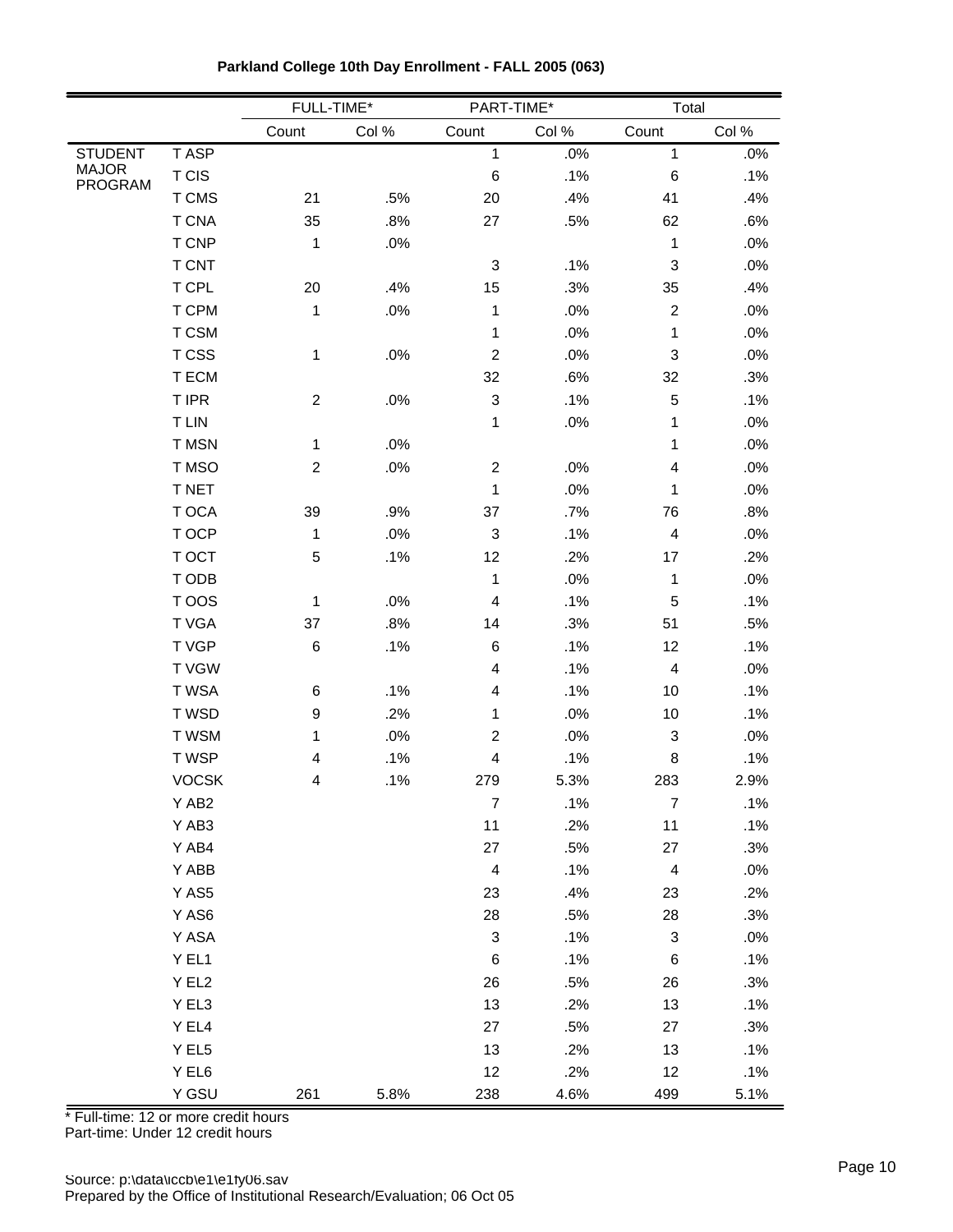**Parkland College 10th Day Enrollment - FALL 2005 (063)**

| | | FULL-TIME* | | PART-TIME* | | Total | |
|---|---|---|---|---|---|---|---|
| | | Count | Col % | Count | Col % | Count | Col % |
| STUDENT MAJOR PROGRAM | T ASP | | | 1 | .0% | 1 | .0% |
| | T CIS | | | 6 | .1% | 6 | .1% |
| | T CMS | 21 | .5% | 20 | .4% | 41 | .4% |
| | T CNA | 35 | .8% | 27 | .5% | 62 | .6% |
| | T CNP | 1 | .0% | | | 1 | .0% |
| | T CNT | | | 3 | .1% | 3 | .0% |
| | T CPL | 20 | .4% | 15 | .3% | 35 | .4% |
| | T CPM | 1 | .0% | 1 | .0% | 2 | .0% |
| | T CSM | | | 1 | .0% | 1 | .0% |
| | T CSS | 1 | .0% | 2 | .0% | 3 | .0% |
| | T ECM | | | 32 | .6% | 32 | .3% |
| | T IPR | 2 | .0% | 3 | .1% | 5 | .1% |
| | T LIN | | | 1 | .0% | 1 | .0% |
| | T MSN | 1 | .0% | | | 1 | .0% |
| | T MSO | 2 | .0% | 2 | .0% | 4 | .0% |
| | T NET | | | 1 | .0% | 1 | .0% |
| | T OCA | 39 | .9% | 37 | .7% | 76 | .8% |
| | T OCP | 1 | .0% | 3 | .1% | 4 | .0% |
| | T OCT | 5 | .1% | 12 | .2% | 17 | .2% |
| | T ODB | | | 1 | .0% | 1 | .0% |
| | T OOS | 1 | .0% | 4 | .1% | 5 | .1% |
| | T VGA | 37 | .8% | 14 | .3% | 51 | .5% |
| | T VGP | 6 | .1% | 6 | .1% | 12 | .1% |
| | T VGW | | | 4 | .1% | 4 | .0% |
| | T WSA | 6 | .1% | 4 | .1% | 10 | .1% |
| | T WSD | 9 | .2% | 1 | .0% | 10 | .1% |
| | T WSM | 1 | .0% | 2 | .0% | 3 | .0% |
| | T WSP | 4 | .1% | 4 | .1% | 8 | .1% |
| | VOCSK | 4 | .1% | 279 | 5.3% | 283 | 2.9% |
| | Y AB2 | | | 7 | .1% | 7 | .1% |
| | Y AB3 | | | 11 | .2% | 11 | .1% |
| | Y AB4 | | | 27 | .5% | 27 | .3% |
| | Y ABB | | | 4 | .1% | 4 | .0% |
| | Y AS5 | | | 23 | .4% | 23 | .2% |
| | Y AS6 | | | 28 | .5% | 28 | .3% |
| | Y ASA | | | 3 | .1% | 3 | .0% |
| | Y EL1 | | | 6 | .1% | 6 | .1% |
| | Y EL2 | | | 26 | .5% | 26 | .3% |
| | Y EL3 | | | 13 | .2% | 13 | .1% |
| | Y EL4 | | | 27 | .5% | 27 | .3% |
| | Y EL5 | | | 13 | .2% | 13 | .1% |
| | Y EL6 | | | 12 | .2% | 12 | .1% |
| | Y GSU | 261 | 5.8% | 238 | 4.6% | 499 | 5.1% |

* Full-time: 12 or more credit hours
Part-time: Under 12 credit hours

Source: p:\data\iccb\e1\e1fy06.sav
Prepared by the Office of Institutional Research/Evaluation; 06 Oct 05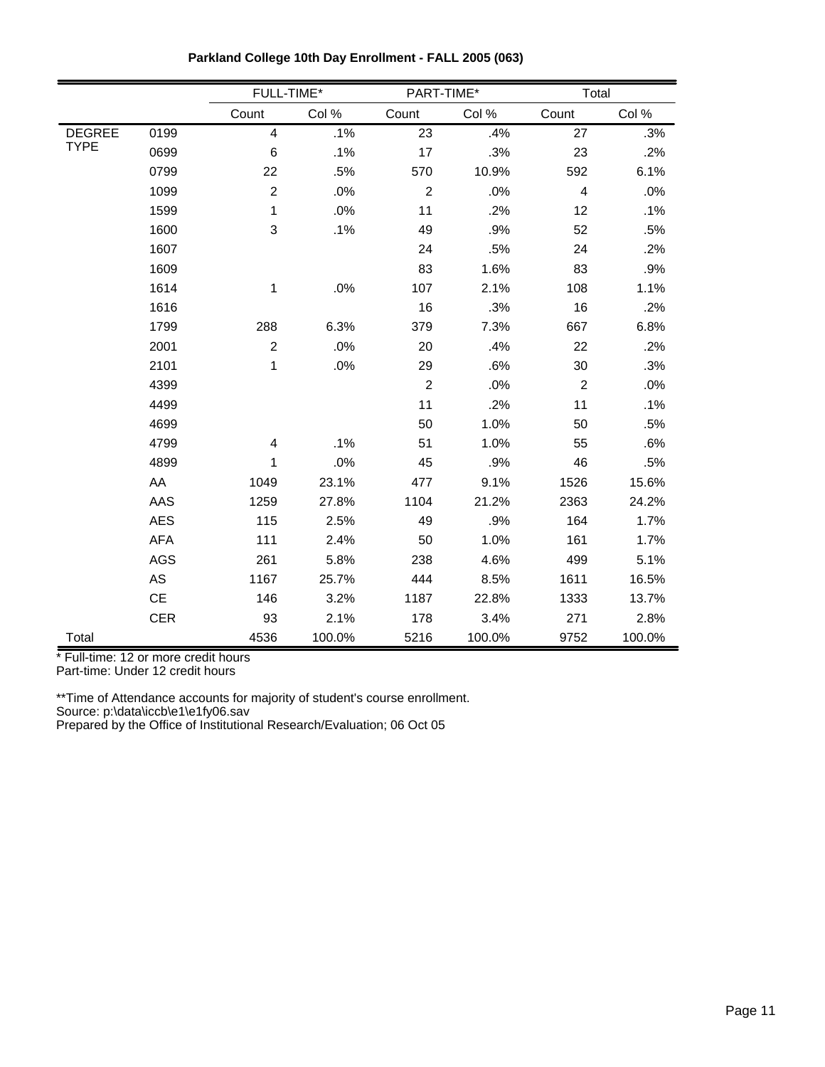**Parkland College 10th Day Enrollment - FALL 2005 (063)**

| | | FULL-TIME* | | PART-TIME* | | Total | |
|---|---|---|---|---|---|---|---|
| | | Count | Col % | Count | Col % | Count | Col % |
| DEGREE TYPE | 0199 | 4 | .1% | 23 | .4% | 27 | .3% |
| | 0699 | 6 | .1% | 17 | .3% | 23 | .2% |
| | 0799 | 22 | .5% | 570 | 10.9% | 592 | 6.1% |
| | 1099 | 2 | .0% | 2 | .0% | 4 | .0% |
| | 1599 | 1 | .0% | 11 | .2% | 12 | .1% |
| | 1600 | 3 | .1% | 49 | .9% | 52 | .5% |
| | 1607 | | | 24 | .5% | 24 | .2% |
| | 1609 | | | 83 | 1.6% | 83 | .9% |
| | 1614 | 1 | .0% | 107 | 2.1% | 108 | 1.1% |
| | 1616 | | | 16 | .3% | 16 | .2% |
| | 1799 | 288 | 6.3% | 379 | 7.3% | 667 | 6.8% |
| | 2001 | 2 | .0% | 20 | .4% | 22 | .2% |
| | 2101 | 1 | .0% | 29 | .6% | 30 | .3% |
| | 4399 | | | 2 | .0% | 2 | .0% |
| | 4499 | | | 11 | .2% | 11 | .1% |
| | 4699 | | | 50 | 1.0% | 50 | .5% |
| | 4799 | 4 | .1% | 51 | 1.0% | 55 | .6% |
| | 4899 | 1 | .0% | 45 | .9% | 46 | .5% |
| | AA | 1049 | 23.1% | 477 | 9.1% | 1526 | 15.6% |
| | AAS | 1259 | 27.8% | 1104 | 21.2% | 2363 | 24.2% |
| | AES | 115 | 2.5% | 49 | .9% | 164 | 1.7% |
| | AFA | 111 | 2.4% | 50 | 1.0% | 161 | 1.7% |
| | AGS | 261 | 5.8% | 238 | 4.6% | 499 | 5.1% |
| | AS | 1167 | 25.7% | 444 | 8.5% | 1611 | 16.5% |
| | CE | 146 | 3.2% | 1187 | 22.8% | 1333 | 13.7% |
| | CER | 93 | 2.1% | 178 | 3.4% | 271 | 2.8% |
| Total | | 4536 | 100.0% | 5216 | 100.0% | 9752 | 100.0% |

\* Full-time: 12 or more credit hours
Part-time: Under 12 credit hours

**Time of Attendance accounts for majority of student's course enrollment.
Source: p:\data\iccb\e1\e1fy06.sav
Prepared by the Office of Institutional Research/Evaluation; 06 Oct 05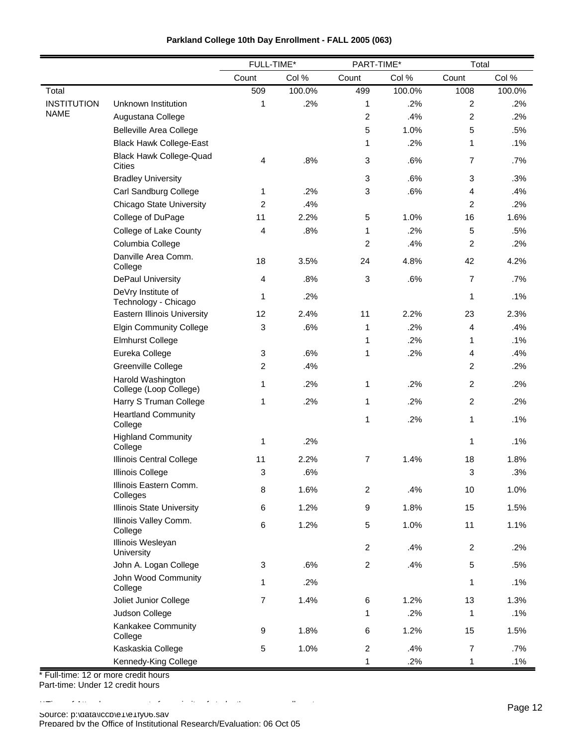**Parkland College 10th Day Enrollment - FALL 2005 (063)**

| | | FULL-TIME* | | PART-TIME* | | Total | |
|---|---|---|---|---|---|---|---|
| | | Count | Col % | Count | Col % | Count | Col % |
| Total | | 509 | 100.0% | 499 | 100.0% | 1008 | 100.0% |
| INSTITUTION NAME | Unknown Institution | 1 | .2% | 1 | .2% | 2 | .2% |
| | Augustana College | | | 2 | .4% | 2 | .2% |
| | Belleville Area College | | | 5 | 1.0% | 5 | .5% |
| | Black Hawk College-East | | | 1 | .2% | 1 | .1% |
| | Black Hawk College-Quad Cities | 4 | .8% | 3 | .6% | 7 | .7% |
| | Bradley University | | | 3 | .6% | 3 | .3% |
| | Carl Sandburg College | 1 | .2% | 3 | .6% | 4 | .4% |
| | Chicago State University | 2 | .4% | | | 2 | .2% |
| | College of DuPage | 11 | 2.2% | 5 | 1.0% | 16 | 1.6% |
| | College of Lake County | 4 | .8% | 1 | .2% | 5 | .5% |
| | Columbia College | | | 2 | .4% | 2 | .2% |
| | Danville Area Comm. College | 18 | 3.5% | 24 | 4.8% | 42 | 4.2% |
| | DePaul University | 4 | .8% | 3 | .6% | 7 | .7% |
| | DeVry Institute of Technology - Chicago | 1 | .2% | | | 1 | .1% |
| | Eastern Illinois University | 12 | 2.4% | 11 | 2.2% | 23 | 2.3% |
| | Elgin Community College | 3 | .6% | 1 | .2% | 4 | .4% |
| | Elmhurst College | | | 1 | .2% | 1 | .1% |
| | Eureka College | 3 | .6% | 1 | .2% | 4 | .4% |
| | Greenville College | 2 | .4% | | | 2 | .2% |
| | Harold Washington College (Loop College) | 1 | .2% | 1 | .2% | 2 | .2% |
| | Harry S Truman College | 1 | .2% | 1 | .2% | 2 | .2% |
| | Heartland Community College | | | 1 | .2% | 1 | .1% |
| | Highland Community College | 1 | .2% | | | 1 | .1% |
| | Illinois Central College | 11 | 2.2% | 7 | 1.4% | 18 | 1.8% |
| | Illinois College | 3 | .6% | | | 3 | .3% |
| | Illinois Eastern Comm. Colleges | 8 | 1.6% | 2 | .4% | 10 | 1.0% |
| | Illinois State University | 6 | 1.2% | 9 | 1.8% | 15 | 1.5% |
| | Illinois Valley Comm. College | 6 | 1.2% | 5 | 1.0% | 11 | 1.1% |
| | Illinois Wesleyan University | | | 2 | .4% | 2 | .2% |
| | John A. Logan College | 3 | .6% | 2 | .4% | 5 | .5% |
| | John Wood Community College | 1 | .2% | | | 1 | .1% |
| | Joliet Junior College | 7 | 1.4% | 6 | 1.2% | 13 | 1.3% |
| | Judson College | | | 1 | .2% | 1 | .1% |
| | Kankakee Community College | 9 | 1.8% | 6 | 1.2% | 15 | 1.5% |
| | Kaskaskia College | 5 | 1.0% | 2 | .4% | 7 | .7% |
| | Kennedy-King College | | | 1 | .2% | 1 | .1% |

\* Full-time: 12 or more credit hours
Part-time: Under 12 credit hours

Source: p:\data\iccb\e1\e1fy06.sav
Prepared by the Office of Institutional Research/Evaluation: 06 Oct 05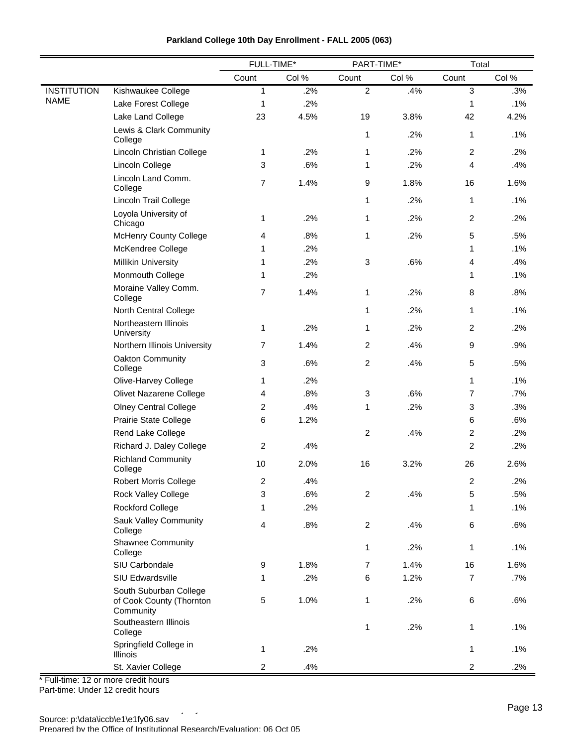**Parkland College 10th Day Enrollment - FALL 2005 (063)**

| | | FULL-TIME* | | PART-TIME* | | Total | |
|---|---|---|---|---|---|---|---|
| | | Count | Col % | Count | Col % | Count | Col % |
| INSTITUTION NAME | Kishwaukee College | 1 | .2% | 2 | .4% | 3 | .3% |
| | Lake Forest College | 1 | .2% | | | 1 | .1% |
| | Lake Land College | 23 | 4.5% | 19 | 3.8% | 42 | 4.2% |
| | Lewis & Clark Community College | | | 1 | .2% | 1 | .1% |
| | Lincoln Christian College | 1 | .2% | 1 | .2% | 2 | .2% |
| | Lincoln College | 3 | .6% | 1 | .2% | 4 | .4% |
| | Lincoln Land Comm. College | 7 | 1.4% | 9 | 1.8% | 16 | 1.6% |
| | Lincoln Trail College | | | 1 | .2% | 1 | .1% |
| | Loyola University of Chicago | 1 | .2% | 1 | .2% | 2 | .2% |
| | McHenry County College | 4 | .8% | 1 | .2% | 5 | .5% |
| | McKendree College | 1 | .2% | | | 1 | .1% |
| | Millikin University | 1 | .2% | 3 | .6% | 4 | .4% |
| | Monmouth College | 1 | .2% | | | 1 | .1% |
| | Moraine Valley Comm. College | 7 | 1.4% | 1 | .2% | 8 | .8% |
| | North Central College | | | 1 | .2% | 1 | .1% |
| | Northeastern Illinois University | 1 | .2% | 1 | .2% | 2 | .2% |
| | Northern Illinois University | 7 | 1.4% | 2 | .4% | 9 | .9% |
| | Oakton Community College | 3 | .6% | 2 | .4% | 5 | .5% |
| | Olive-Harvey College | 1 | .2% | | | 1 | .1% |
| | Olivet Nazarene College | 4 | .8% | 3 | .6% | 7 | .7% |
| | Olney Central College | 2 | .4% | 1 | .2% | 3 | .3% |
| | Prairie State College | 6 | 1.2% | | | 6 | .6% |
| | Rend Lake College | | | 2 | .4% | 2 | .2% |
| | Richard J. Daley College | 2 | .4% | | | 2 | .2% |
| | Richland Community College | 10 | 2.0% | 16 | 3.2% | 26 | 2.6% |
| | Robert Morris College | 2 | .4% | | | 2 | .2% |
| | Rock Valley College | 3 | .6% | 2 | .4% | 5 | .5% |
| | Rockford College | 1 | .2% | | | 1 | .1% |
| | Sauk Valley Community College | 4 | .8% | 2 | .4% | 6 | .6% |
| | Shawnee Community College | | | 1 | .2% | 1 | .1% |
| | SIU Carbondale | 9 | 1.8% | 7 | 1.4% | 16 | 1.6% |
| | SIU Edwardsville | 1 | .2% | 6 | 1.2% | 7 | .7% |
| | South Suburban College of Cook County (Thornton Community | 5 | 1.0% | 1 | .2% | 6 | .6% |
| | Southeastern Illinois College | | | 1 | .2% | 1 | .1% |
| | Springfield College in Illinois | 1 | .2% | | | 1 | .1% |
| | St. Xavier College | 2 | .4% | | | 2 | .2% |

\* Full-time: 12 or more credit hours
Part-time: Under 12 credit hours

Source: p:\data\iccb\e1\e1fy06.sav
Prepared by the Office of Institutional Research/Evaluation: 06 Oct 05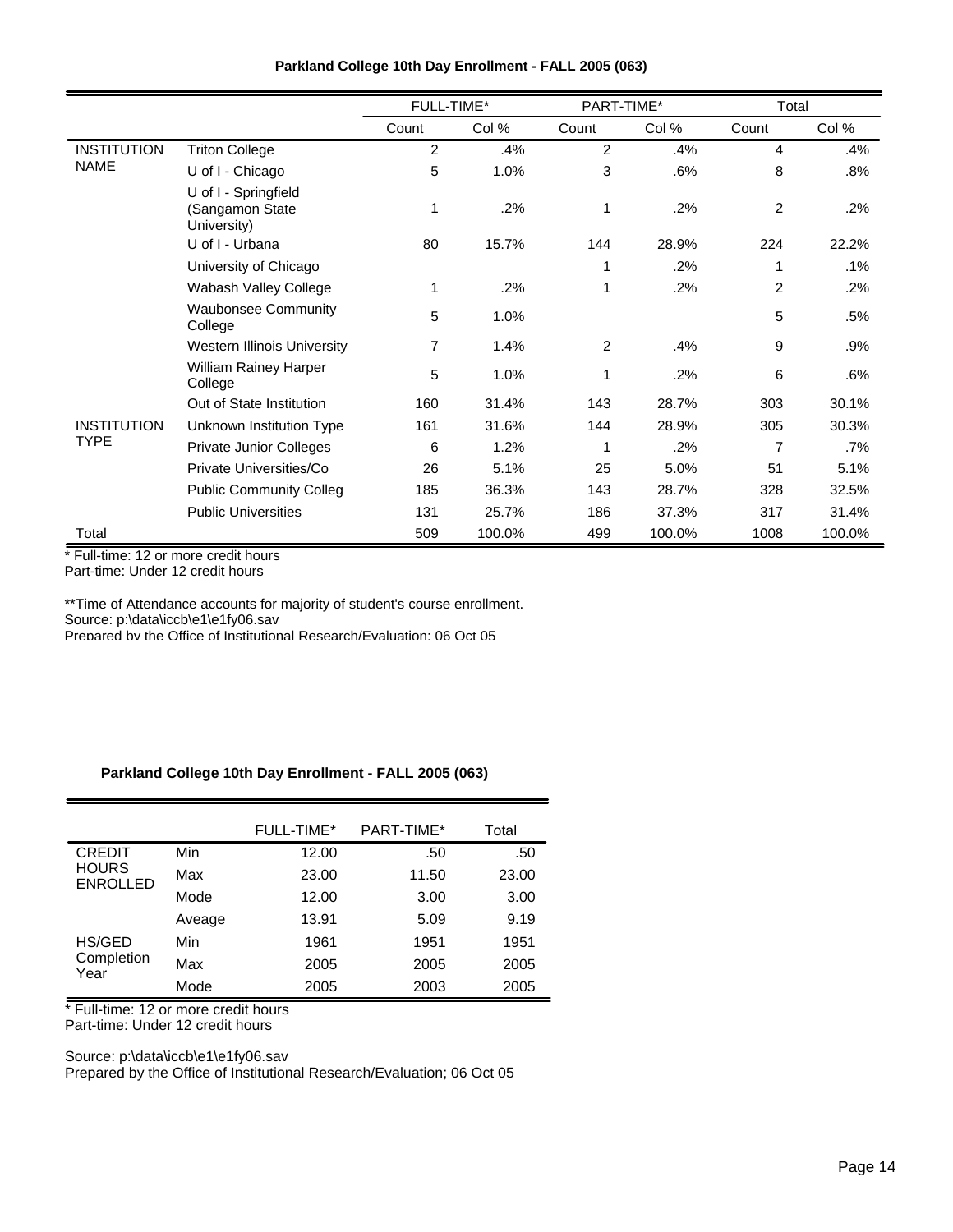### Parkland College 10th Day Enrollment - FALL 2005 (063)

| | | FULL-TIME* | | PART-TIME* | | Total | |
|---|---|---|---|---|---|---|---|
| | | Count | Col % | Count | Col % | Count | Col % |
| INSTITUTION NAME | Triton College | 2 | .4% | 2 | .4% | 4 | .4% |
| | U of I - Chicago | 5 | 1.0% | 3 | .6% | 8 | .8% |
| | U of I - Springfield (Sangamon State University) | 1 | .2% | 1 | .2% | 2 | .2% |
| | U of I - Urbana | 80 | 15.7% | 144 | 28.9% | 224 | 22.2% |
| | University of Chicago | | | 1 | .2% | 1 | .1% |
| | Wabash Valley College | 1 | .2% | 1 | .2% | 2 | .2% |
| | Waubonsee Community College | 5 | 1.0% | | | 5 | .5% |
| | Western Illinois University | 7 | 1.4% | 2 | .4% | 9 | .9% |
| | William Rainey Harper College | 5 | 1.0% | 1 | .2% | 6 | .6% |
| | Out of State Institution | 160 | 31.4% | 143 | 28.7% | 303 | 30.1% |
| INSTITUTION TYPE | Unknown Institution Type | 161 | 31.6% | 144 | 28.9% | 305 | 30.3% |
| | Private Junior Colleges | 6 | 1.2% | 1 | .2% | 7 | .7% |
| | Private Universities/Co | 26 | 5.1% | 25 | 5.0% | 51 | 5.1% |
| | Public Community Colleg | 185 | 36.3% | 143 | 28.7% | 328 | 32.5% |
| | Public Universities | 131 | 25.7% | 186 | 37.3% | 317 | 31.4% |
| Total | | 509 | 100.0% | 499 | 100.0% | 1008 | 100.0% |

\* Full-time: 12 or more credit hours
Part-time: Under 12 credit hours

**Time of Attendance accounts for majority of student's course enrollment.
Source: p:\data\iccb\e1\e1fy06.sav
Prepared by the Office of Institutional Research/Evaluation; 06 Oct 05

### Parkland College 10th Day Enrollment - FALL 2005 (063)

| | | FULL-TIME* | PART-TIME* | Total |
|---|---|---|---|---|
| CREDIT HOURS ENROLLED | Min | 12.00 | .50 | .50 |
| | Max | 23.00 | 11.50 | 23.00 |
| | Mode | 12.00 | 3.00 | 3.00 |
| | Aveage | 13.91 | 5.09 | 9.19 |
| HS/GED Completion Year | Min | 1961 | 1951 | 1951 |
| | Max | 2005 | 2005 | 2005 |
| | Mode | 2005 | 2003 | 2005 |

\* Full-time: 12 or more credit hours
Part-time: Under 12 credit hours

Source: p:\data\iccb\e1\e1fy06.sav
Prepared by the Office of Institutional Research/Evaluation; 06 Oct 05